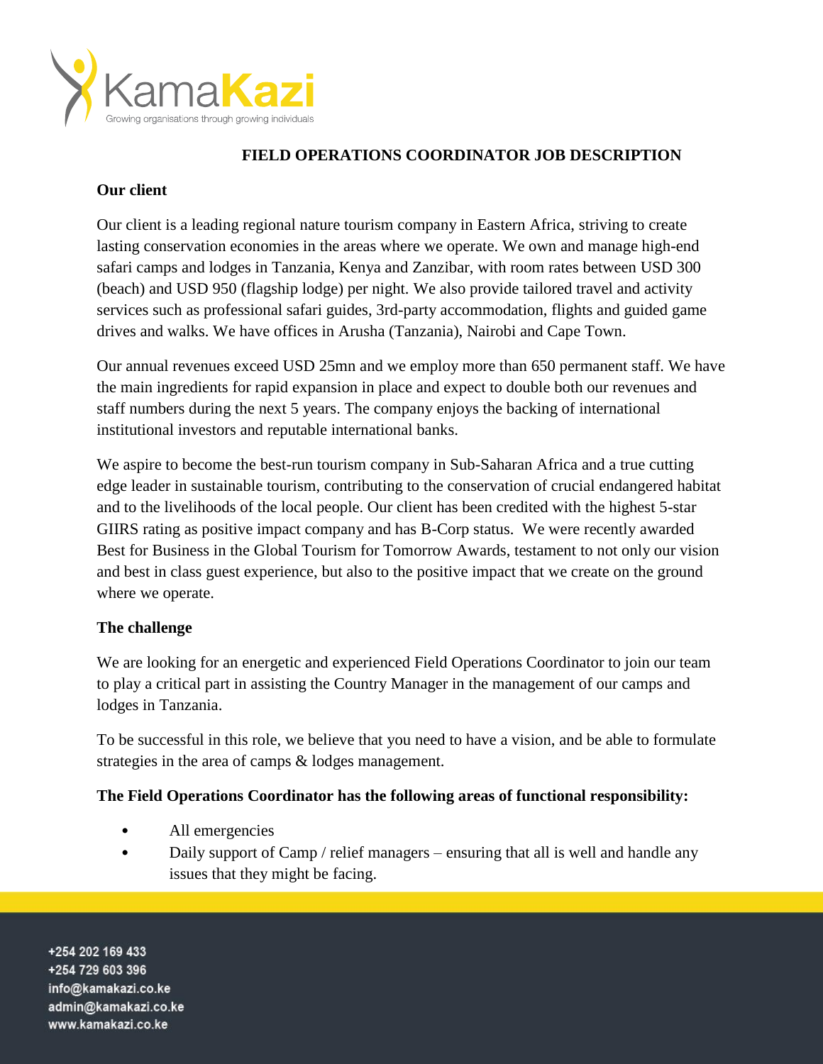# FIELD OPERATIONS COORDINATOR JOB DESCRIPTION

**Our client**

Our client is a leading regional nature tourism company in Eastern Africa, striving to create lasting conservation economies in the areas where we operate. We own and manage high-end safari camps and lodges in Tanzania, Kenya and Zanzibar, with room rates between USD 300 (beach) and USD 950 (flagship lodge) per night. We also provide tailored travel and activity services such as professional safari guides, 3rd-party accommodation, flights and guided game drives and walks. We have offices in Arusha (Tanzania), Nairobi and Cape Town.

Our annual revenues exceed USD 25mn and we employ more than 650 permanent staff. We have the main ingredients for rapid expansion in place and expect to double both our revenues and staff numbers during the next 5 years. The company enjoys the backing of international institutional investors and reputable international banks.

We aspire to become the best-run tourism company in Sub-Saharan Africa and a true cutting edge leader in sustainable tourism, contributing to the conservation of crucial endangered habitat and to the livelihoods of the local people. Our client has been credited with the highest 5-star GIIRS rating as positive impact company and has B-Corp status. We were recently awarded Best for Business in the Global Tourism for Tomorrow Awards, testament to not only our vision and best in class guest experience, but also to the positive impact that we create on the ground where we operate.

**The challenge**

We are looking for an energetic and experienced Field Operations Coordinator to join our team to play a critical part in assisting the Country Manager in the management of our camps and lodges in Tanzania.

To be successful in this role, we believe that you need to have a vision, and be able to formulate strategies in the area of camps & lodges management.

**The Field Operations Coordinator has the following areas of functional responsibility:**

- All emergencies
- Daily support of Camp / relief managers – ensuring that all is well and handle any issues that they might be facing.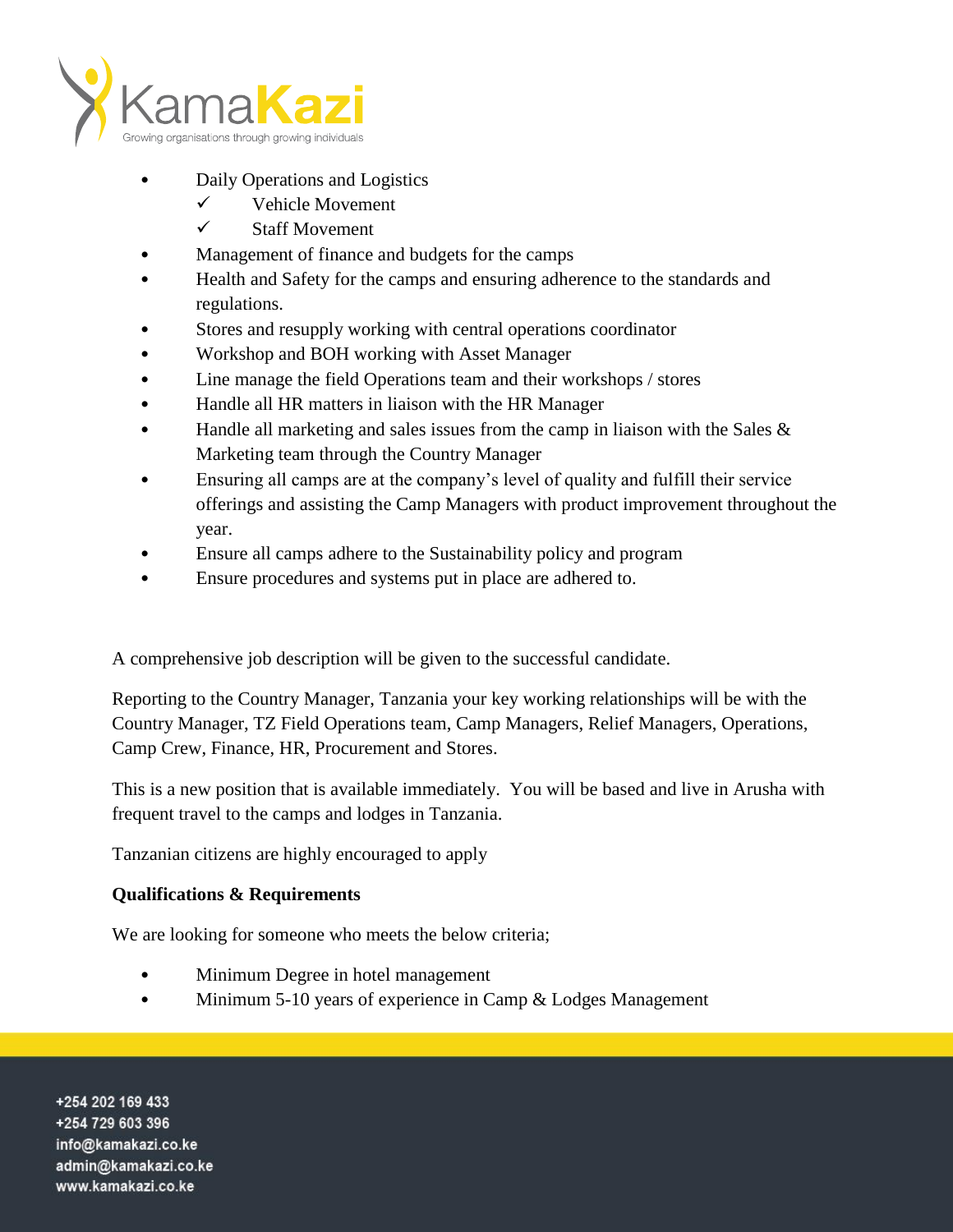- Daily Operations and Logistics
  - ✓ Vehicle Movement
  - ✓ Staff Movement
- Management of finance and budgets for the camps
- Health and Safety for the camps and ensuring adherence to the standards and regulations.
- Stores and resupply working with central operations coordinator
- Workshop and BOH working with Asset Manager
- Line manage the field Operations team and their workshops / stores
- Handle all HR matters in liaison with the HR Manager
- Handle all marketing and sales issues from the camp in liaison with the Sales & Marketing team through the Country Manager
- Ensuring all camps are at the company's level of quality and fulfill their service offerings and assisting the Camp Managers with product improvement throughout the year.
- Ensure all camps adhere to the Sustainability policy and program
- Ensure procedures and systems put in place are adhered to.

A comprehensive job description will be given to the successful candidate.

Reporting to the Country Manager, Tanzania your key working relationships will be with the Country Manager, TZ Field Operations team, Camp Managers, Relief Managers, Operations, Camp Crew, Finance, HR, Procurement and Stores.

This is a new position that is available immediately. You will be based and live in Arusha with frequent travel to the camps and lodges in Tanzania.

Tanzanian citizens are highly encouraged to apply

**Qualifications & Requirements**

We are looking for someone who meets the below criteria;

- Minimum Degree in hotel management
- Minimum 5-10 years of experience in Camp & Lodges Management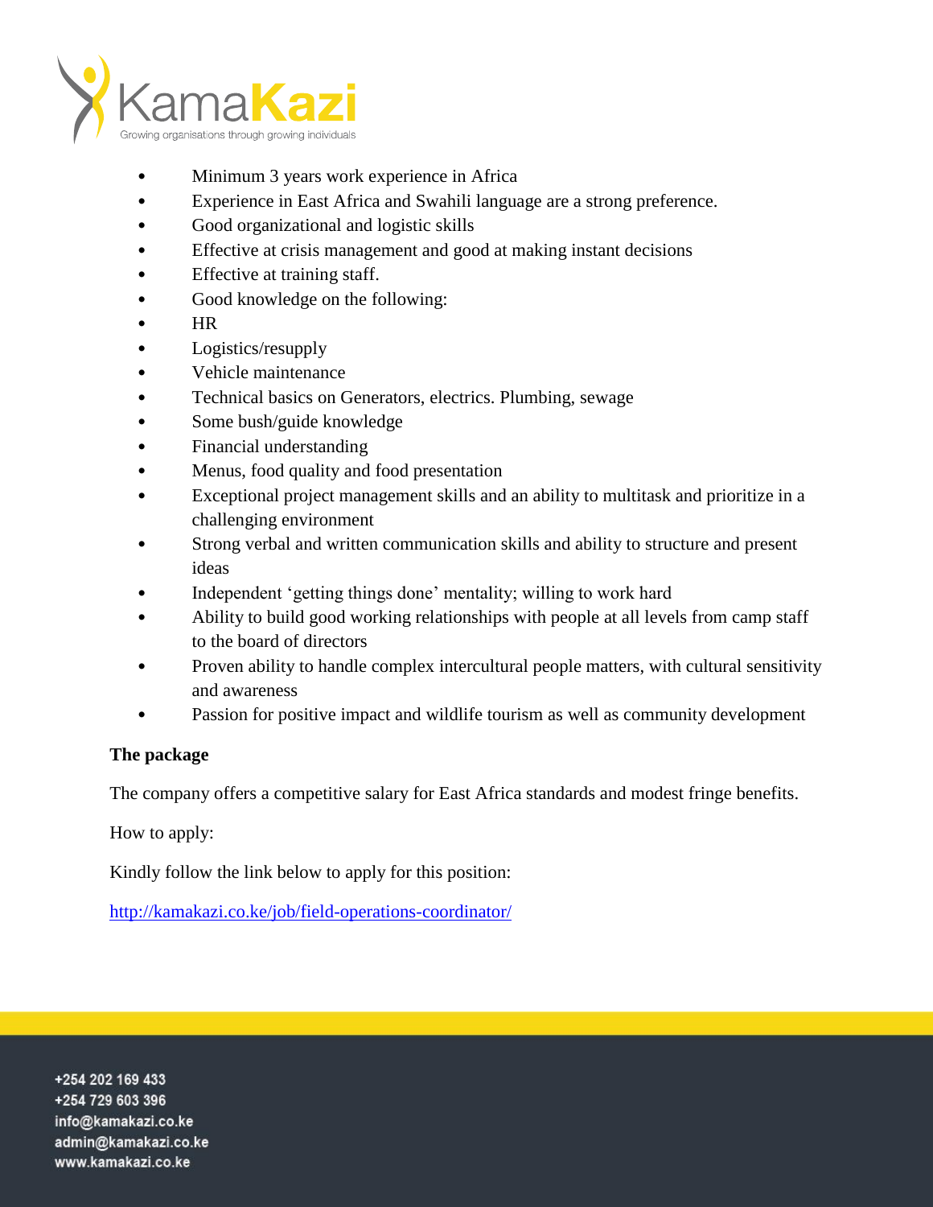- Minimum 3 years work experience in Africa
- Experience in East Africa and Swahili language are a strong preference.
- Good organizational and logistic skills
- Effective at crisis management and good at making instant decisions
- Effective at training staff.
- Good knowledge on the following:
- HR
- Logistics/resupply
- Vehicle maintenance
- Technical basics on Generators, electrics. Plumbing, sewage
- Some bush/guide knowledge
- Financial understanding
- Menus, food quality and food presentation
- Exceptional project management skills and an ability to multitask and prioritize in a challenging environment
- Strong verbal and written communication skills and ability to structure and present ideas
- Independent 'getting things done' mentality; willing to work hard
- Ability to build good working relationships with people at all levels from camp staff to the board of directors
- Proven ability to handle complex intercultural people matters, with cultural sensitivity and awareness
- Passion for positive impact and wildlife tourism as well as community development

**The package**

The company offers a competitive salary for East Africa standards and modest fringe benefits.

How to apply:

Kindly follow the link below to apply for this position:

http://kamakazi.co.ke/job/field-operations-coordinator/